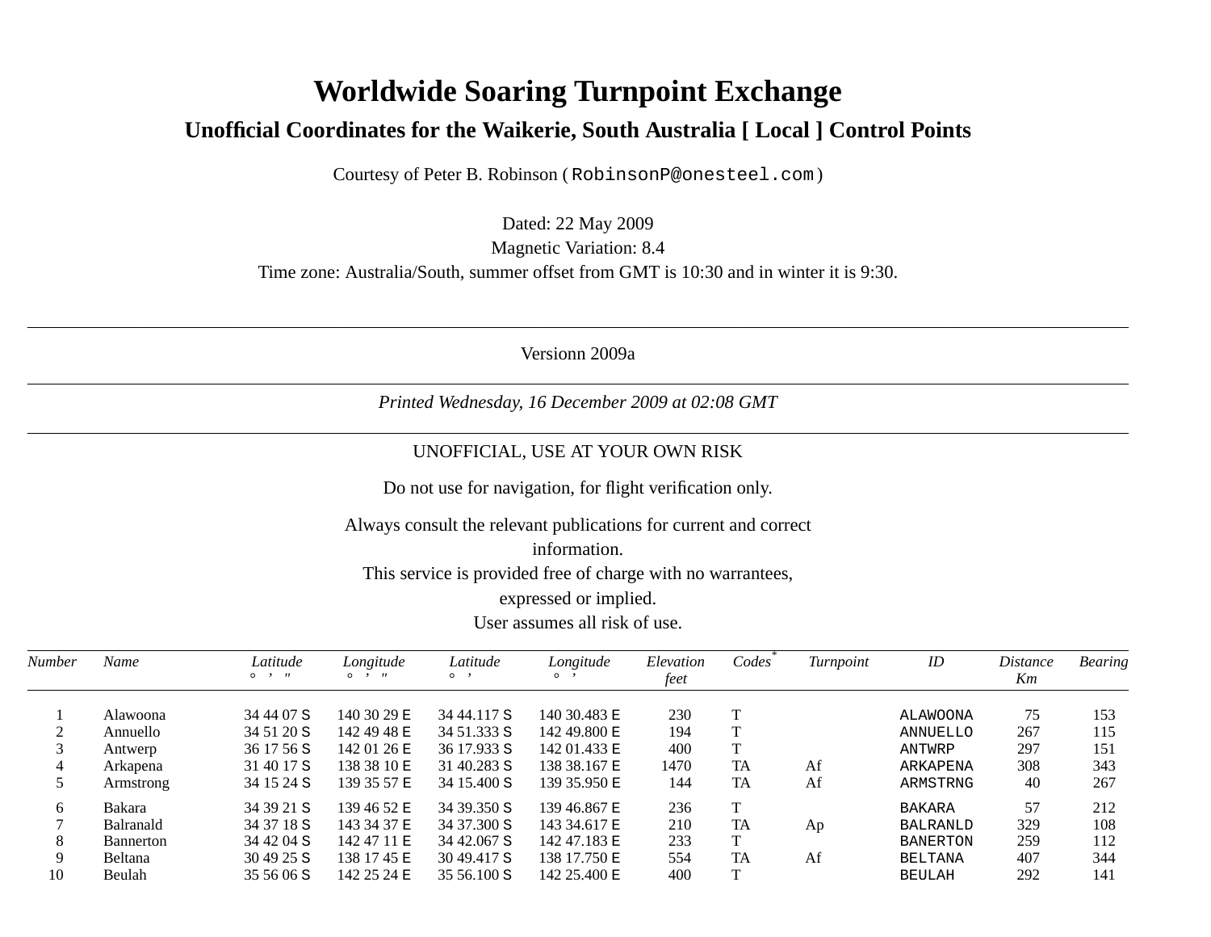# Worldwide Soaring Turnpoint Exchange

## Unofficial Coordinates for the Waikerie, South Australia [ Local ] Control Points

Courtesy of Peter B. Robinson ( `RobinsonP@onesteel.com` )

Dated: 22 May 2009
Magnetic Variation: 8.4
Time zone: Australia/South, summer offset from GMT is 10:30 and in winter it is 9:30.

---

Versionn 2009a

---

*Printed Wednesday, 16 December 2009 at 02:08 GMT*

---

UNOFFICIAL, USE AT YOUR OWN RISK

Do not use for navigation, for flight verification only.

Always consult the relevant publications for current and correct information.
This service is provided free of charge with no warrantees, expressed or implied.
User assumes all risk of use.

| *Number* | *Name* | *Latitude* ° ' " | *Longitude* ° ' " | *Latitude* ° ' | *Longitude* ° ' | *Elevation feet* | *Codes** | *Turnpoint* | *ID* | *Distance Km* | *Bearing* |
|---|---|---|---|---|---|---|---|---|---|---|---|
| 1 | Alawoona | 34 44 07 S | 140 30 29 E | 34 44.117 S | 140 30.483 E | 230 | T | | ALAWOONA | 75 | 153 |
| 2 | Annuello | 34 51 20 S | 142 49 48 E | 34 51.333 S | 142 49.800 E | 194 | T | | ANNUELLO | 267 | 115 |
| 3 | Antwerp | 36 17 56 S | 142 01 26 E | 36 17.933 S | 142 01.433 E | 400 | T | | ANTWRP | 297 | 151 |
| 4 | Arkapena | 31 40 17 S | 138 38 10 E | 31 40.283 S | 138 38.167 E | 1470 | TA | Af | ARKAPENA | 308 | 343 |
| 5 | Armstrong | 34 15 24 S | 139 35 57 E | 34 15.400 S | 139 35.950 E | 144 | TA | Af | ARMSTRNG | 40 | 267 |
| 6 | Bakara | 34 39 21 S | 139 46 52 E | 34 39.350 S | 139 46.867 E | 236 | T | | BAKARA | 57 | 212 |
| 7 | Balranald | 34 37 18 S | 143 34 37 E | 34 37.300 S | 143 34.617 E | 210 | TA | Ap | BALRANLD | 329 | 108 |
| 8 | Bannerton | 34 42 04 S | 142 47 11 E | 34 42.067 S | 142 47.183 E | 233 | T | | BANERTON | 259 | 112 |
| 9 | Beltana | 30 49 25 S | 138 17 45 E | 30 49.417 S | 138 17.750 E | 554 | TA | Af | BELTANA | 407 | 344 |
| 10 | Beulah | 35 56 06 S | 142 25 24 E | 35 56.100 S | 142 25.400 E | 400 | T | | BEULAH | 292 | 141 |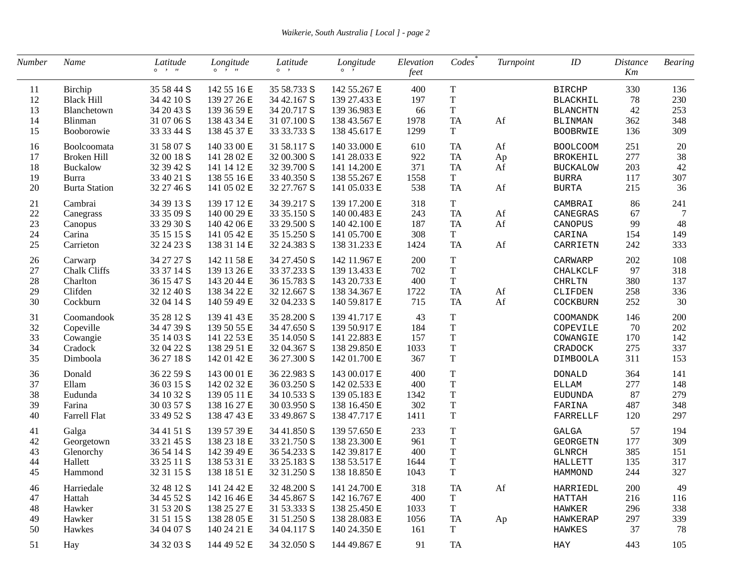| Number | Name | Latitude ° ′ ″ | Longitude ° ′ ″ | Latitude ° ′ | Longitude ° ′ | Elevation feet | Codes* | Turnpoint | ID | Distance Km | Bearing |
|---|---|---|---|---|---|---|---|---|---|---|---|
| 11 | Birchip | 35 58 44 S | 142 55 16 E | 35 58.733 S | 142 55.267 E | 400 | T | | BIRCHP | 330 | 136 |
| 12 | Black Hill | 34 42 10 S | 139 27 26 E | 34 42.167 S | 139 27.433 E | 197 | T | | BLACKHIL | 78 | 230 |
| 13 | Blanchetown | 34 20 43 S | 139 36 59 E | 34 20.717 S | 139 36.983 E | 66 | T | | BLANCHTN | 42 | 253 |
| 14 | Blinman | 31 07 06 S | 138 43 34 E | 31 07.100 S | 138 43.567 E | 1978 | TA | Af | BLINMAN | 362 | 348 |
| 15 | Booborowie | 33 33 44 S | 138 45 37 E | 33 33.733 S | 138 45.617 E | 1299 | T | | BOOBRWIE | 136 | 309 |
| 16 | Boolcoomata | 31 58 07 S | 140 33 00 E | 31 58.117 S | 140 33.000 E | 610 | TA | Af | BOOLCOOM | 251 | 20 |
| 17 | Broken Hill | 32 00 18 S | 141 28 02 E | 32 00.300 S | 141 28.033 E | 922 | TA | Ap | BROKEHIL | 277 | 38 |
| 18 | Buckalow | 32 39 42 S | 141 14 12 E | 32 39.700 S | 141 14.200 E | 371 | TA | Af | BUCKALOW | 203 | 42 |
| 19 | Burra | 33 40 21 S | 138 55 16 E | 33 40.350 S | 138 55.267 E | 1558 | T | | BURRA | 117 | 307 |
| 20 | Burta Station | 32 27 46 S | 141 05 02 E | 32 27.767 S | 141 05.033 E | 538 | TA | Af | BURTA | 215 | 36 |
| 21 | Cambrai | 34 39 13 S | 139 17 12 E | 34 39.217 S | 139 17.200 E | 318 | T | | CAMBRAI | 86 | 241 |
| 22 | Canegrass | 33 35 09 S | 140 00 29 E | 33 35.150 S | 140 00.483 E | 243 | TA | Af | CANEGRAS | 67 | 7 |
| 23 | Canopus | 33 29 30 S | 140 42 06 E | 33 29.500 S | 140 42.100 E | 187 | TA | Af | CANOPUS | 99 | 48 |
| 24 | Carina | 35 15 15 S | 141 05 42 E | 35 15.250 S | 141 05.700 E | 308 | T | | CARINA | 154 | 149 |
| 25 | Carrieton | 32 24 23 S | 138 31 14 E | 32 24.383 S | 138 31.233 E | 1424 | TA | Af | CARRIETN | 242 | 333 |
| 26 | Carwarp | 34 27 27 S | 142 11 58 E | 34 27.450 S | 142 11.967 E | 200 | T | | CARWARP | 202 | 108 |
| 27 | Chalk Cliffs | 33 37 14 S | 139 13 26 E | 33 37.233 S | 139 13.433 E | 702 | T | | CHALKCLF | 97 | 318 |
| 28 | Charlton | 36 15 47 S | 143 20 44 E | 36 15.783 S | 143 20.733 E | 400 | T | | CHRLTN | 380 | 137 |
| 29 | Clifden | 32 12 40 S | 138 34 22 E | 32 12.667 S | 138 34.367 E | 1722 | TA | Af | CLIFDEN | 258 | 336 |
| 30 | Cockburn | 32 04 14 S | 140 59 49 E | 32 04.233 S | 140 59.817 E | 715 | TA | Af | COCKBURN | 252 | 30 |
| 31 | Coomandook | 35 28 12 S | 139 41 43 E | 35 28.200 S | 139 41.717 E | 43 | T | | COOMANDK | 146 | 200 |
| 32 | Copeville | 34 47 39 S | 139 50 55 E | 34 47.650 S | 139 50.917 E | 184 | T | | COPEVILE | 70 | 202 |
| 33 | Cowangie | 35 14 03 S | 141 22 53 E | 35 14.050 S | 141 22.883 E | 157 | T | | COWANGIE | 170 | 142 |
| 34 | Cradock | 32 04 22 S | 138 29 51 E | 32 04.367 S | 138 29.850 E | 1033 | T | | CRADOCK | 275 | 337 |
| 35 | Dimboola | 36 27 18 S | 142 01 42 E | 36 27.300 S | 142 01.700 E | 367 | T | | DIMBOOLA | 311 | 153 |
| 36 | Donald | 36 22 59 S | 143 00 01 E | 36 22.983 S | 143 00.017 E | 400 | T | | DONALD | 364 | 141 |
| 37 | Ellam | 36 03 15 S | 142 02 32 E | 36 03.250 S | 142 02.533 E | 400 | T | | ELLAM | 277 | 148 |
| 38 | Eudunda | 34 10 32 S | 139 05 11 E | 34 10.533 S | 139 05.183 E | 1342 | T | | EUDUNDA | 87 | 279 |
| 39 | Farina | 30 03 57 S | 138 16 27 E | 30 03.950 S | 138 16.450 E | 302 | T | | FARINA | 487 | 348 |
| 40 | Farrell Flat | 33 49 52 S | 138 47 43 E | 33 49.867 S | 138 47.717 E | 1411 | T | | FARRELLF | 120 | 297 |
| 41 | Galga | 34 41 51 S | 139 57 39 E | 34 41.850 S | 139 57.650 E | 233 | T | | GALGA | 57 | 194 |
| 42 | Georgetown | 33 21 45 S | 138 23 18 E | 33 21.750 S | 138 23.300 E | 961 | T | | GEORGETN | 177 | 309 |
| 43 | Glenorchy | 36 54 14 S | 142 39 49 E | 36 54.233 S | 142 39.817 E | 400 | T | | GLNRCH | 385 | 151 |
| 44 | Hallett | 33 25 11 S | 138 53 31 E | 33 25.183 S | 138 53.517 E | 1644 | T | | HALLETT | 135 | 317 |
| 45 | Hammond | 32 31 15 S | 138 18 51 E | 32 31.250 S | 138 18.850 E | 1043 | T | | HAMMOND | 244 | 327 |
| 46 | Harriedale | 32 48 12 S | 141 24 42 E | 32 48.200 S | 141 24.700 E | 318 | TA | Af | HARRIEDL | 200 | 49 |
| 47 | Hattah | 34 45 52 S | 142 16 46 E | 34 45.867 S | 142 16.767 E | 400 | T | | HATTAH | 216 | 116 |
| 48 | Hawker | 31 53 20 S | 138 25 27 E | 31 53.333 S | 138 25.450 E | 1033 | T | | HAWKER | 296 | 338 |
| 49 | Hawker | 31 51 15 S | 138 28 05 E | 31 51.250 S | 138 28.083 E | 1056 | TA | Ap | HAWKERAP | 297 | 339 |
| 50 | Hawkes | 34 04 07 S | 140 24 21 E | 34 04.117 S | 140 24.350 E | 161 | T | | HAWKES | 37 | 78 |
| 51 | Hay | 34 32 03 S | 144 49 52 E | 34 32.050 S | 144 49.867 E | 91 | TA | | HAY | 443 | 105 |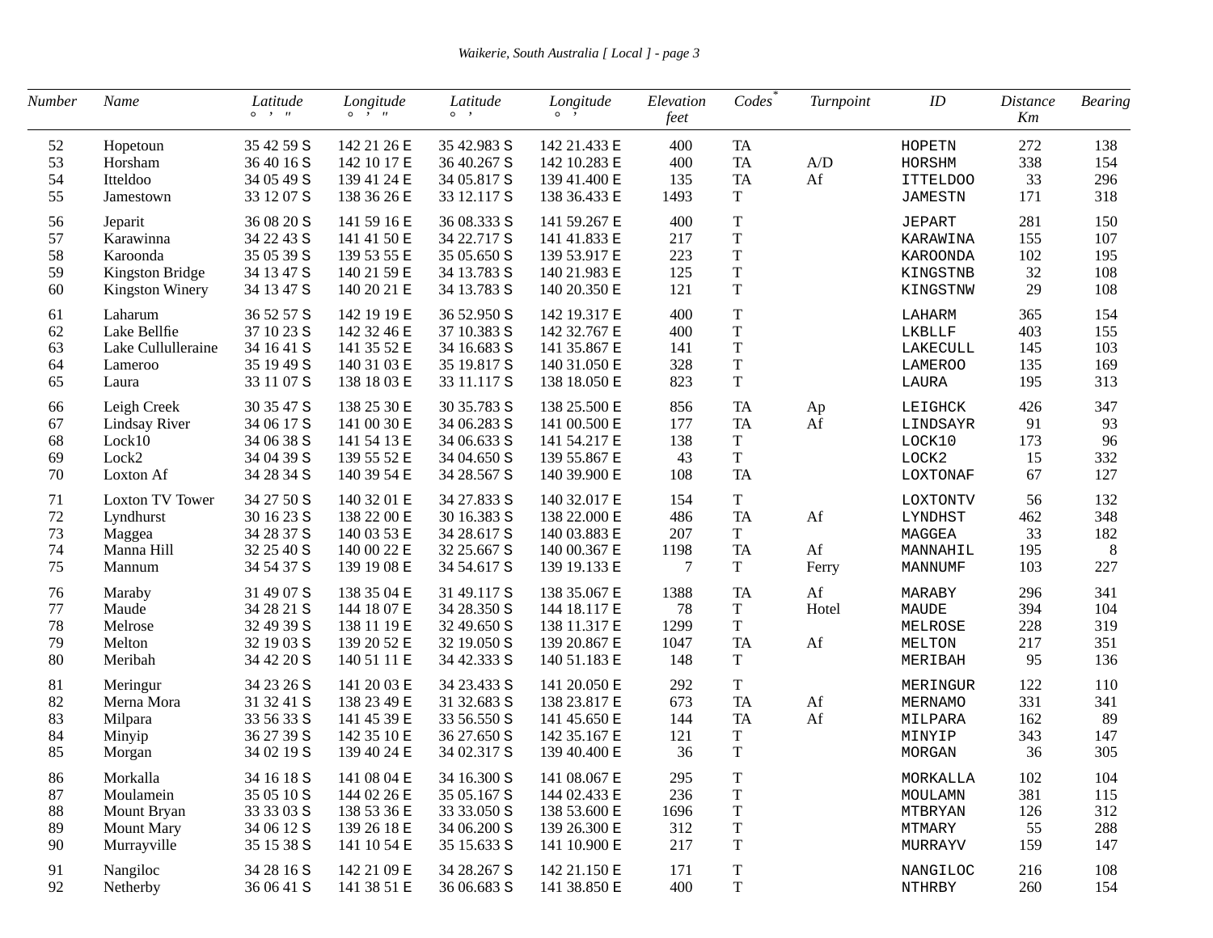| Number | Name | Latitude ° ' " | Longitude ° ' " | Latitude ° ' | Longitude ° ' | Elevation feet | Codes* | Turnpoint | ID | Distance Km | Bearing |
|---|---|---|---|---|---|---|---|---|---|---|---|
| 52 | Hopetoun | 35 42 59 S | 142 21 26 E | 35 42.983 S | 142 21.433 E | 400 | TA | | HOPETN | 272 | 138 |
| 53 | Horsham | 36 40 16 S | 142 10 17 E | 36 40.267 S | 142 10.283 E | 400 | TA | A/D | HORSHM | 338 | 154 |
| 54 | Itteldoo | 34 05 49 S | 139 41 24 E | 34 05.817 S | 139 41.400 E | 135 | TA | Af | ITTELDOO | 33 | 296 |
| 55 | Jamestown | 33 12 07 S | 138 36 26 E | 33 12.117 S | 138 36.433 E | 1493 | T | | JAMESTN | 171 | 318 |
| 56 | Jeparit | 36 08 20 S | 141 59 16 E | 36 08.333 S | 141 59.267 E | 400 | T | | JEPART | 281 | 150 |
| 57 | Karawinna | 34 22 43 S | 141 41 50 E | 34 22.717 S | 141 41.833 E | 217 | T | | KARAWINA | 155 | 107 |
| 58 | Karoonda | 35 05 39 S | 139 53 55 E | 35 05.650 S | 139 53.917 E | 223 | T | | KAROONDA | 102 | 195 |
| 59 | Kingston Bridge | 34 13 47 S | 140 21 59 E | 34 13.783 S | 140 21.983 E | 125 | T | | KINGSTNB | 32 | 108 |
| 60 | Kingston Winery | 34 13 47 S | 140 20 21 E | 34 13.783 S | 140 20.350 E | 121 | T | | KINGSTNW | 29 | 108 |
| 61 | Laharum | 36 52 57 S | 142 19 19 E | 36 52.950 S | 142 19.317 E | 400 | T | | LAHARM | 365 | 154 |
| 62 | Lake Bellfie | 37 10 23 S | 142 32 46 E | 37 10.383 S | 142 32.767 E | 400 | T | | LKBLLF | 403 | 155 |
| 63 | Lake Cullulleraine | 34 16 41 S | 141 35 52 E | 34 16.683 S | 141 35.867 E | 141 | T | | LAKECULL | 145 | 103 |
| 64 | Lameroo | 35 19 49 S | 140 31 03 E | 35 19.817 S | 140 31.050 E | 328 | T | | LAMEROO | 135 | 169 |
| 65 | Laura | 33 11 07 S | 138 18 03 E | 33 11.117 S | 138 18.050 E | 823 | T | | LAURA | 195 | 313 |
| 66 | Leigh Creek | 30 35 47 S | 138 25 30 E | 30 35.783 S | 138 25.500 E | 856 | TA | Ap | LEIGHCK | 426 | 347 |
| 67 | Lindsay River | 34 06 17 S | 141 00 30 E | 34 06.283 S | 141 00.500 E | 177 | TA | Af | LINDSAYR | 91 | 93 |
| 68 | Lock10 | 34 06 38 S | 141 54 13 E | 34 06.633 S | 141 54.217 E | 138 | T | | LOCK10 | 173 | 96 |
| 69 | Lock2 | 34 04 39 S | 139 55 52 E | 34 04.650 S | 139 55.867 E | 43 | T | | LOCK2 | 15 | 332 |
| 70 | Loxton Af | 34 28 34 S | 140 39 54 E | 34 28.567 S | 140 39.900 E | 108 | TA | | LOXTONAF | 67 | 127 |
| 71 | Loxton TV Tower | 34 27 50 S | 140 32 01 E | 34 27.833 S | 140 32.017 E | 154 | T | | LOXTONTV | 56 | 132 |
| 72 | Lyndhurst | 30 16 23 S | 138 22 00 E | 30 16.383 S | 138 22.000 E | 486 | TA | Af | LYNDHST | 462 | 348 |
| 73 | Maggea | 34 28 37 S | 140 03 53 E | 34 28.617 S | 140 03.883 E | 207 | T | | MAGGEA | 33 | 182 |
| 74 | Manna Hill | 32 25 40 S | 140 00 22 E | 32 25.667 S | 140 00.367 E | 1198 | TA | Af | MANNAHIL | 195 | 8 |
| 75 | Mannum | 34 54 37 S | 139 19 08 E | 34 54.617 S | 139 19.133 E | 7 | T | Ferry | MANNUMF | 103 | 227 |
| 76 | Maraby | 31 49 07 S | 138 35 04 E | 31 49.117 S | 138 35.067 E | 1388 | TA | Af | MARABY | 296 | 341 |
| 77 | Maude | 34 28 21 S | 144 18 07 E | 34 28.350 S | 144 18.117 E | 78 | T | Hotel | MAUDE | 394 | 104 |
| 78 | Melrose | 32 49 39 S | 138 11 19 E | 32 49.650 S | 138 11.317 E | 1299 | T | | MELROSE | 228 | 319 |
| 79 | Melton | 32 19 03 S | 139 20 52 E | 32 19.050 S | 139 20.867 E | 1047 | TA | Af | MELTON | 217 | 351 |
| 80 | Meribah | 34 42 20 S | 140 51 11 E | 34 42.333 S | 140 51.183 E | 148 | T | | MERIBAH | 95 | 136 |
| 81 | Meringur | 34 23 26 S | 141 20 03 E | 34 23.433 S | 141 20.050 E | 292 | T | | MERINGUR | 122 | 110 |
| 82 | Merna Mora | 31 32 41 S | 138 23 49 E | 31 32.683 S | 138 23.817 E | 673 | TA | Af | MERNAMO | 331 | 341 |
| 83 | Milpara | 33 56 33 S | 141 45 39 E | 33 56.550 S | 141 45.650 E | 144 | TA | Af | MILPARA | 162 | 89 |
| 84 | Minyip | 36 27 39 S | 142 35 10 E | 36 27.650 S | 142 35.167 E | 121 | T | | MINYIP | 343 | 147 |
| 85 | Morgan | 34 02 19 S | 139 40 24 E | 34 02.317 S | 139 40.400 E | 36 | T | | MORGAN | 36 | 305 |
| 86 | Morkalla | 34 16 18 S | 141 08 04 E | 34 16.300 S | 141 08.067 E | 295 | T | | MORKALLA | 102 | 104 |
| 87 | Moulamein | 35 05 10 S | 144 02 26 E | 35 05.167 S | 144 02.433 E | 236 | T | | MOULAMN | 381 | 115 |
| 88 | Mount Bryan | 33 33 03 S | 138 53 36 E | 33 33.050 S | 138 53.600 E | 1696 | T | | MTBRYAN | 126 | 312 |
| 89 | Mount Mary | 34 06 12 S | 139 26 18 E | 34 06.200 S | 139 26.300 E | 312 | T | | MTMARY | 55 | 288 |
| 90 | Murrayville | 35 15 38 S | 141 10 54 E | 35 15.633 S | 141 10.900 E | 217 | T | | MURRAYV | 159 | 147 |
| 91 | Nangiloc | 34 28 16 S | 142 21 09 E | 34 28.267 S | 142 21.150 E | 171 | T | | NANGILOC | 216 | 108 |
| 92 | Netherby | 36 06 41 S | 141 38 51 E | 36 06.683 S | 141 38.850 E | 400 | T | | NTHRBY | 260 | 154 |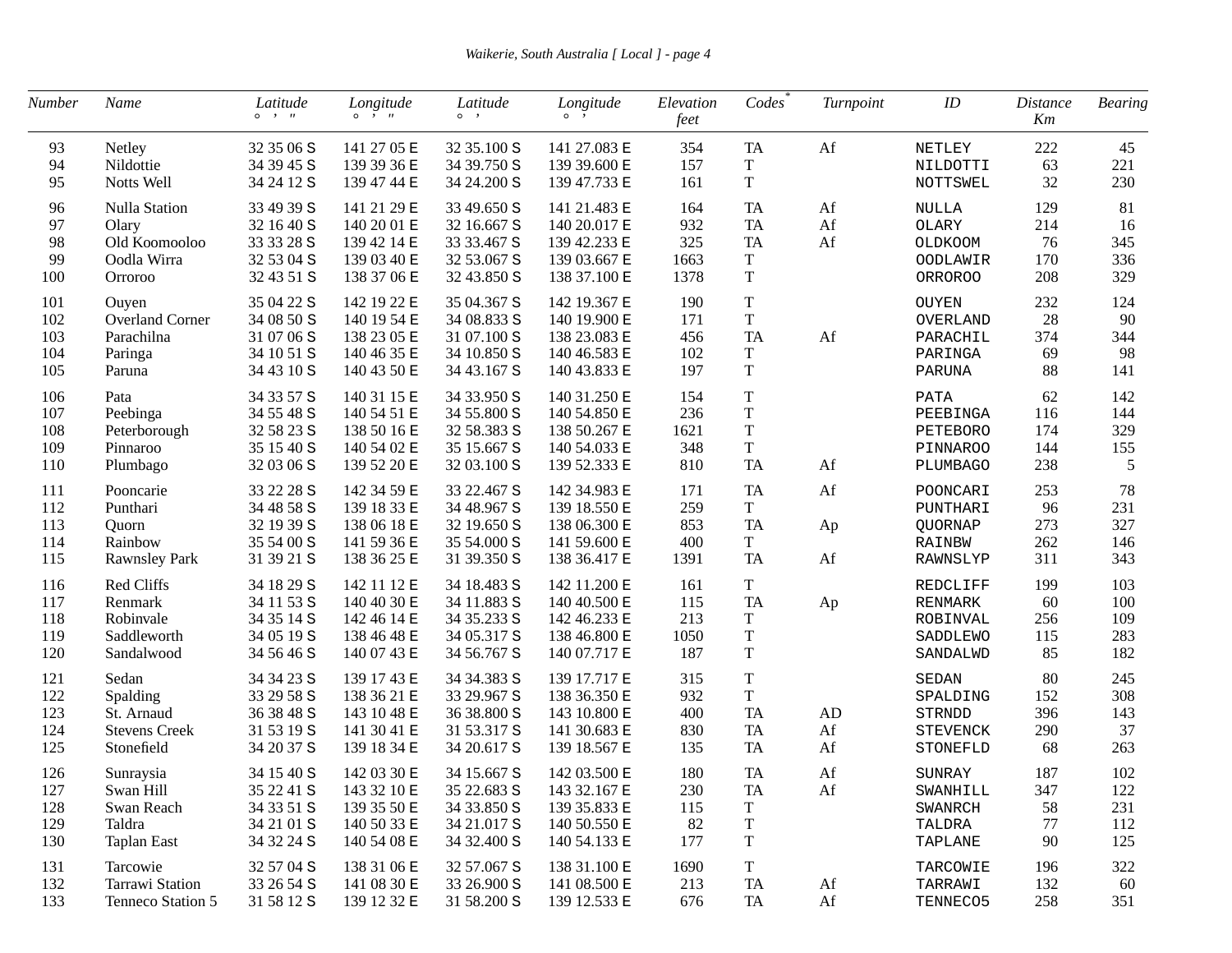| Number | Name | Latitude ° ' " | Longitude ° ' " | Latitude ° ' | Longitude ° ' | Elevation feet | Codes* | Turnpoint | ID | Distance Km | Bearing |
|---|---|---|---|---|---|---|---|---|---|---|---|
| 93 | Netley | 32 35 06 S | 141 27 05 E | 32 35.100 S | 141 27.083 E | 354 | TA | Af | NETLEY | 222 | 45 |
| 94 | Nildottie | 34 39 45 S | 139 39 36 E | 34 39.750 S | 139 39.600 E | 157 | T | | NILDOTTI | 63 | 221 |
| 95 | Notts Well | 34 24 12 S | 139 47 44 E | 34 24.200 S | 139 47.733 E | 161 | T | | NOTTSWEL | 32 | 230 |
| 96 | Nulla Station | 33 49 39 S | 141 21 29 E | 33 49.650 S | 141 21.483 E | 164 | TA | Af | NULLA | 129 | 81 |
| 97 | Olary | 32 16 40 S | 140 20 01 E | 32 16.667 S | 140 20.017 E | 932 | TA | Af | OLARY | 214 | 16 |
| 98 | Old Koomooloo | 33 33 28 S | 139 42 14 E | 33 33.467 S | 139 42.233 E | 325 | TA | Af | OLDKOOM | 76 | 345 |
| 99 | Oodla Wirra | 32 53 04 S | 139 03 40 E | 32 53.067 S | 139 03.667 E | 1663 | T | | OODLAWIR | 170 | 336 |
| 100 | Orroroo | 32 43 51 S | 138 37 06 E | 32 43.850 S | 138 37.100 E | 1378 | T | | ORROROO | 208 | 329 |
| 101 | Ouyen | 35 04 22 S | 142 19 22 E | 35 04.367 S | 142 19.367 E | 190 | T | | OUYEN | 232 | 124 |
| 102 | Overland Corner | 34 08 50 S | 140 19 54 E | 34 08.833 S | 140 19.900 E | 171 | T | | OVERLAND | 28 | 90 |
| 103 | Parachilna | 31 07 06 S | 138 23 05 E | 31 07.100 S | 138 23.083 E | 456 | TA | Af | PARACHIL | 374 | 344 |
| 104 | Paringa | 34 10 51 S | 140 46 35 E | 34 10.850 S | 140 46.583 E | 102 | T | | PARINGA | 69 | 98 |
| 105 | Paruna | 34 43 10 S | 140 43 50 E | 34 43.167 S | 140 43.833 E | 197 | T | | PARUNA | 88 | 141 |
| 106 | Pata | 34 33 57 S | 140 31 15 E | 34 33.950 S | 140 31.250 E | 154 | T | | PATA | 62 | 142 |
| 107 | Peebinga | 34 55 48 S | 140 54 51 E | 34 55.800 S | 140 54.850 E | 236 | T | | PEEBINGA | 116 | 144 |
| 108 | Peterborough | 32 58 23 S | 138 50 16 E | 32 58.383 S | 138 50.267 E | 1621 | T | | PETEBORO | 174 | 329 |
| 109 | Pinnaroo | 35 15 40 S | 140 54 02 E | 35 15.667 S | 140 54.033 E | 348 | T | | PINNAROO | 144 | 155 |
| 110 | Plumbago | 32 03 06 S | 139 52 20 E | 32 03.100 S | 139 52.333 E | 810 | TA | Af | PLUMBAGO | 238 | 5 |
| 111 | Pooncarie | 33 22 28 S | 142 34 59 E | 33 22.467 S | 142 34.983 E | 171 | TA | Af | POONCARI | 253 | 78 |
| 112 | Punthari | 34 48 58 S | 139 18 33 E | 34 48.967 S | 139 18.550 E | 259 | T | | PUNTHARI | 96 | 231 |
| 113 | Quorn | 32 19 39 S | 138 06 18 E | 32 19.650 S | 138 06.300 E | 853 | TA | Ap | QUORNAP | 273 | 327 |
| 114 | Rainbow | 35 54 00 S | 141 59 36 E | 35 54.000 S | 141 59.600 E | 400 | T | | RAINBW | 262 | 146 |
| 115 | Rawnsley Park | 31 39 21 S | 138 36 25 E | 31 39.350 S | 138 36.417 E | 1391 | TA | Af | RAWNSLYP | 311 | 343 |
| 116 | Red Cliffs | 34 18 29 S | 142 11 12 E | 34 18.483 S | 142 11.200 E | 161 | T | | REDCLIFF | 199 | 103 |
| 117 | Renmark | 34 11 53 S | 140 40 30 E | 34 11.883 S | 140 40.500 E | 115 | TA | Ap | RENMARK | 60 | 100 |
| 118 | Robinvale | 34 35 14 S | 142 46 14 E | 34 35.233 S | 142 46.233 E | 213 | T | | ROBINVAL | 256 | 109 |
| 119 | Saddleworth | 34 05 19 S | 138 46 48 E | 34 05.317 S | 138 46.800 E | 1050 | T | | SADDLEWO | 115 | 283 |
| 120 | Sandalwood | 34 56 46 S | 140 07 43 E | 34 56.767 S | 140 07.717 E | 187 | T | | SANDALWD | 85 | 182 |
| 121 | Sedan | 34 34 23 S | 139 17 43 E | 34 34.383 S | 139 17.717 E | 315 | T | | SEDAN | 80 | 245 |
| 122 | Spalding | 33 29 58 S | 138 36 21 E | 33 29.967 S | 138 36.350 E | 932 | T | | SPALDING | 152 | 308 |
| 123 | St. Arnaud | 36 38 48 S | 143 10 48 E | 36 38.800 S | 143 10.800 E | 400 | TA | AD | STRNDD | 396 | 143 |
| 124 | Stevens Creek | 31 53 19 S | 141 30 41 E | 31 53.317 S | 141 30.683 E | 830 | TA | Af | STEVENCK | 290 | 37 |
| 125 | Stonefield | 34 20 37 S | 139 18 34 E | 34 20.617 S | 139 18.567 E | 135 | TA | Af | STONEFLD | 68 | 263 |
| 126 | Sunraysia | 34 15 40 S | 142 03 30 E | 34 15.667 S | 142 03.500 E | 180 | TA | Af | SUNRAY | 187 | 102 |
| 127 | Swan Hill | 35 22 41 S | 143 32 10 E | 35 22.683 S | 143 32.167 E | 230 | TA | Af | SWANHILL | 347 | 122 |
| 128 | Swan Reach | 34 33 51 S | 139 35 50 E | 34 33.850 S | 139 35.833 E | 115 | T | | SWANRCH | 58 | 231 |
| 129 | Taldra | 34 21 01 S | 140 50 33 E | 34 21.017 S | 140 50.550 E | 82 | T | | TALDRA | 77 | 112 |
| 130 | Taplan East | 34 32 24 S | 140 54 08 E | 34 32.400 S | 140 54.133 E | 177 | T | | TAPLANE | 90 | 125 |
| 131 | Tarcowie | 32 57 04 S | 138 31 06 E | 32 57.067 S | 138 31.100 E | 1690 | T | | TARCOWIE | 196 | 322 |
| 132 | Tarrawi Station | 33 26 54 S | 141 08 30 E | 33 26.900 S | 141 08.500 E | 213 | TA | Af | TARRAWI | 132 | 60 |
| 133 | Tenneco Station 5 | 31 58 12 S | 139 12 32 E | 31 58.200 S | 139 12.533 E | 676 | TA | Af | TENNECO5 | 258 | 351 |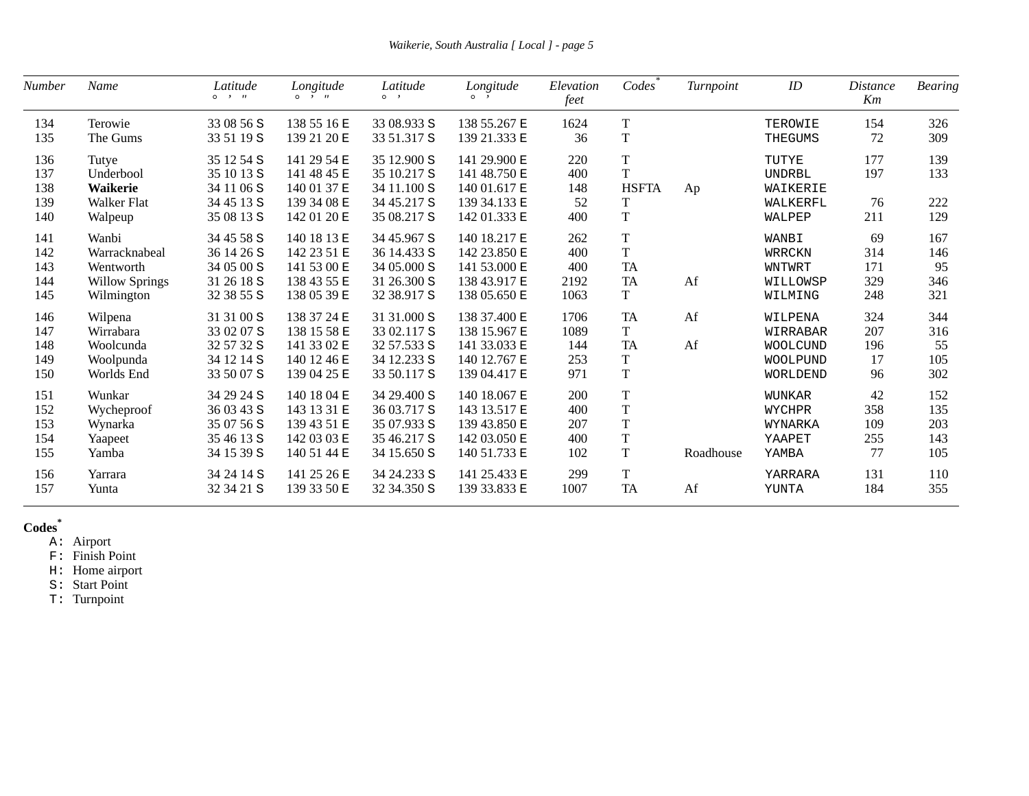| Number | Name | Latitude<br>° ' " | Longitude<br>° ' " | Latitude<br>° ' | Longitude<br>° ' | Elevation<br>feet | Codes* | Turnpoint | ID | Distance<br>Km | Bearing |
|---|---|---|---|---|---|---|---|---|---|---|---|
| 134 | Terowie | 33 08 56 S | 138 55 16 E | 33 08.933 S | 138 55.267 E | 1624 | T | | TEROWIE | 154 | 326 |
| 135 | The Gums | 33 51 19 S | 139 21 20 E | 33 51.317 S | 139 21.333 E | 36 | T | | THEGUMS | 72 | 309 |
| 136 | Tutye | 35 12 54 S | 141 29 54 E | 35 12.900 S | 141 29.900 E | 220 | T | | TUTYE | 177 | 139 |
| 137 | Underbool | 35 10 13 S | 141 48 45 E | 35 10.217 S | 141 48.750 E | 400 | T | | UNDRBL | 197 | 133 |
| 138 | **Waikerie** | 34 11 06 S | 140 01 37 E | 34 11.100 S | 140 01.617 E | 148 | HSFTA | Ap | WAIKERIE | | |
| 139 | Walker Flat | 34 45 13 S | 139 34 08 E | 34 45.217 S | 139 34.133 E | 52 | T | | WALKERFL | 76 | 222 |
| 140 | Walpeup | 35 08 13 S | 142 01 20 E | 35 08.217 S | 142 01.333 E | 400 | T | | WALPEP | 211 | 129 |
| 141 | Wanbi | 34 45 58 S | 140 18 13 E | 34 45.967 S | 140 18.217 E | 262 | T | | WANBI | 69 | 167 |
| 142 | Warracknabeal | 36 14 26 S | 142 23 51 E | 36 14.433 S | 142 23.850 E | 400 | T | | WRRCKN | 314 | 146 |
| 143 | Wentworth | 34 05 00 S | 141 53 00 E | 34 05.000 S | 141 53.000 E | 400 | TA | | WNTWRT | 171 | 95 |
| 144 | Willow Springs | 31 26 18 S | 138 43 55 E | 31 26.300 S | 138 43.917 E | 2192 | TA | Af | WILLOWSP | 329 | 346 |
| 145 | Wilmington | 32 38 55 S | 138 05 39 E | 32 38.917 S | 138 05.650 E | 1063 | T | | WILMING | 248 | 321 |
| 146 | Wilpena | 31 31 00 S | 138 37 24 E | 31 31.000 S | 138 37.400 E | 1706 | TA | Af | WILPENA | 324 | 344 |
| 147 | Wirrabara | 33 02 07 S | 138 15 58 E | 33 02.117 S | 138 15.967 E | 1089 | T | | WIRRABAR | 207 | 316 |
| 148 | Woolcunda | 32 57 32 S | 141 33 02 E | 32 57.533 S | 141 33.033 E | 144 | TA | Af | WOOLCUND | 196 | 55 |
| 149 | Woolpunda | 34 12 14 S | 140 12 46 E | 34 12.233 S | 140 12.767 E | 253 | T | | WOOLPUND | 17 | 105 |
| 150 | Worlds End | 33 50 07 S | 139 04 25 E | 33 50.117 S | 139 04.417 E | 971 | T | | WORLDEND | 96 | 302 |
| 151 | Wunkar | 34 29 24 S | 140 18 04 E | 34 29.400 S | 140 18.067 E | 200 | T | | WUNKAR | 42 | 152 |
| 152 | Wycheproof | 36 03 43 S | 143 13 31 E | 36 03.717 S | 143 13.517 E | 400 | T | | WYCHPR | 358 | 135 |
| 153 | Wynarka | 35 07 56 S | 139 43 51 E | 35 07.933 S | 139 43.850 E | 207 | T | | WYNARKA | 109 | 203 |
| 154 | Yaapeet | 35 46 13 S | 142 03 03 E | 35 46.217 S | 142 03.050 E | 400 | T | | YAAPET | 255 | 143 |
| 155 | Yamba | 34 15 39 S | 140 51 44 E | 34 15.650 S | 140 51.733 E | 102 | T | Roadhouse | YAMBA | 77 | 105 |
| 156 | Yarrara | 34 24 14 S | 141 25 26 E | 34 24.233 S | 141 25.433 E | 299 | T | | YARRARA | 131 | 110 |
| 157 | Yunta | 32 34 21 S | 139 33 50 E | 32 34.350 S | 139 33.833 E | 1007 | TA | Af | YUNTA | 184 | 355 |

**Codes***

- A: Airport
- F: Finish Point
- H: Home airport
- S: Start Point
- T: Turnpoint